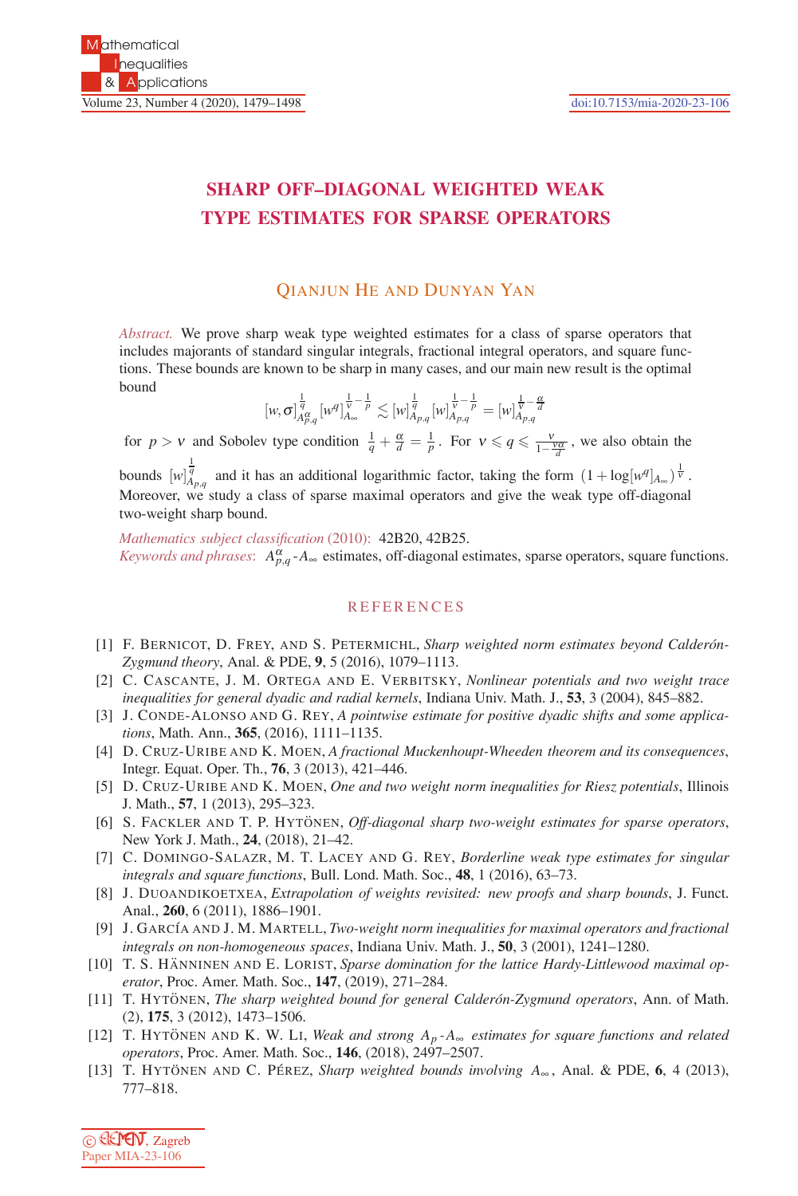# SHARP OFF–DIAGONAL WEIGHTED WEAK TYPE ESTIMATES FOR SPARSE OPERATORS

### QIANJUN HE AND DUNYAN YAN

*Abstract.* We prove sharp weak type weighted estimates for a class of sparse operators that includes majorants of standard singular integrals, fractional integral operators, and square functions. These bounds are known to be sharp in many cases, and our main new result is the optimal bound

$$[w,\sigma]_{A_{p,q}^{\alpha}}^{\frac{1}{q}}[w^q]_{A_\infty}^{\frac{1}{\nu}-\frac{1}{p}} \lesssim [w]_{A_{p,q}}^{\frac{1}{q}}[w]_{A_{p,q}}^{\frac{1}{\nu}-\frac{1}{p}} = [w]_{A_{p,q}}^{\frac{1}{\nu}-\frac{\alpha}{d}}$$

for $p > \nu$ and Sobolev type condition $\frac{1}{q}+\frac{\alpha}{d}=\frac{1}{p}$. For $\nu \leqslant q \leqslant \frac{\nu}{1-\frac{\nu\alpha}{d}}$, we also obtain the bounds $[w]_{A_{p,q}}^{\frac{1}{q}}$ and it has an additional logarithmic factor, taking the form $(1+\log[w^q]_{A_\infty})^{\frac{1}{\nu}}$. Moreover, we study a class of sparse maximal operators and give the weak type off-diagonal two-weight sharp bound.

*Mathematics subject classification* (2010): 42B20, 42B25.

*Keywords and phrases*: $A_{p,q}^{\alpha}$-$A_\infty$ estimates, off-diagonal estimates, sparse operators, square functions.

## REFERENCES

[1] F. BERNICOT, D. FREY, AND S. PETERMICHL, *Sharp weighted norm estimates beyond Calderón-Zygmund theory*, Anal. & PDE, **9**, 5 (2016), 1079–1113.

[2] C. CASCANTE, J. M. ORTEGA AND E. VERBITSKY, *Nonlinear potentials and two weight trace inequalities for general dyadic and radial kernels*, Indiana Univ. Math. J., **53**, 3 (2004), 845–882.

[3] J. CONDE-ALONSO AND G. REY, *A pointwise estimate for positive dyadic shifts and some applications*, Math. Ann., **365**, (2016), 1111–1135.

[4] D. CRUZ-URIBE AND K. MOEN, *A fractional Muckenhoupt-Wheeden theorem and its consequences*, Integr. Equat. Oper. Th., **76**, 3 (2013), 421–446.

[5] D. CRUZ-URIBE AND K. MOEN, *One and two weight norm inequalities for Riesz potentials*, Illinois J. Math., **57**, 1 (2013), 295–323.

[6] S. FACKLER AND T. P. HYTÖNEN, *Off-diagonal sharp two-weight estimates for sparse operators*, New York J. Math., **24**, (2018), 21–42.

[7] C. DOMINGO-SALAZR, M. T. LACEY AND G. REY, *Borderline weak type estimates for singular integrals and square functions*, Bull. Lond. Math. Soc., **48**, 1 (2016), 63–73.

[8] J. DUOANDIKOETXEA, *Extrapolation of weights revisited: new proofs and sharp bounds*, J. Funct. Anal., **260**, 6 (2011), 1886–1901.

[9] J. GARCÍA AND J. M. MARTELL, *Two-weight norm inequalities for maximal operators and fractional integrals on non-homogeneous spaces*, Indiana Univ. Math. J., **50**, 3 (2001), 1241–1280.

[10] T. S. HÄNNINEN AND E. LORIST, *Sparse domination for the lattice Hardy-Littlewood maximal operator*, Proc. Amer. Math. Soc., **147**, (2019), 271–284.

[11] T. HYTÖNEN, *The sharp weighted bound for general Calderón-Zygmund operators*, Ann. of Math. (2), **175**, 3 (2012), 1473–1506.

[12] T. HYTÖNEN AND K. W. LI, *Weak and strong $A_p$-$A_\infty$ estimates for square functions and related operators*, Proc. Amer. Math. Soc., **146**, (2018), 2497–2507.

[13] T. HYTÖNEN AND C. PÉREZ, *Sharp weighted bounds involving $A_\infty$*, Anal. & PDE, **6**, 4 (2013), 777–818.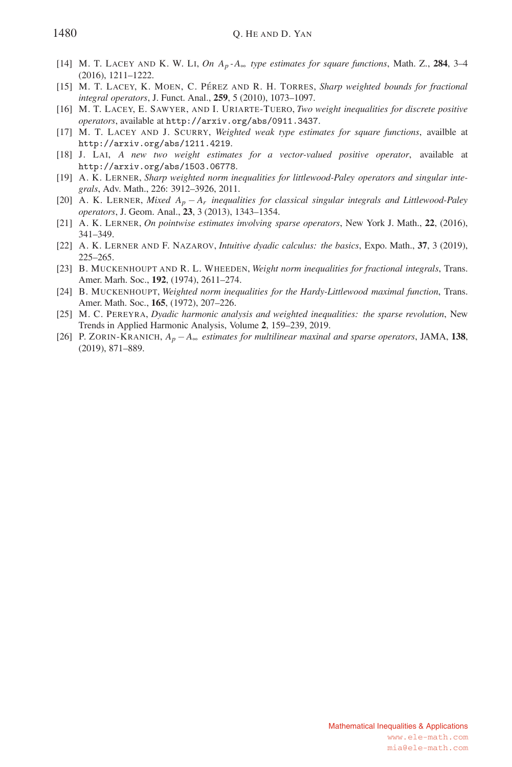[14] M. T. Lacey and K. W. Li, *On $A_p$-$A_\infty$ type estimates for square functions*, Math. Z., **284**, 3–4 (2016), 1211–1222.

[15] M. T. Lacey, K. Moen, C. Pérez and R. H. Torres, *Sharp weighted bounds for fractional integral operators*, J. Funct. Anal., **259**, 5 (2010), 1073–1097.

[16] M. T. Lacey, E. Sawyer, and I. Uriarte-Tuero, *Two weight inequalities for discrete positive operators*, available at http://arxiv.org/abs/0911.3437.

[17] M. T. Lacey and J. Scurry, *Weighted weak type estimates for square functions*, availble at http://arxiv.org/abs/1211.4219.

[18] J. Lai, *A new two weight estimates for a vector-valued positive operator*, available at http://arxiv.org/abs/1503.06778.

[19] A. K. Lerner, *Sharp weighted norm inequalities for littlewood-Paley operators and singular integrals*, Adv. Math., 226: 3912–3926, 2011.

[20] A. K. Lerner, *Mixed $A_p - A_r$ inequalities for classical singular integrals and Littlewood-Paley operators*, J. Geom. Anal., **23**, 3 (2013), 1343–1354.

[21] A. K. Lerner, *On pointwise estimates involving sparse operators*, New York J. Math., **22**, (2016), 341–349.

[22] A. K. Lerner and F. Nazarov, *Intuitive dyadic calculus: the basics*, Expo. Math., **37**, 3 (2019), 225–265.

[23] B. Muckenhoupt and R. L. Wheeden, *Weight norm inequalities for fractional integrals*, Trans. Amer. Marh. Soc., **192**, (1974), 2611–274.

[24] B. Muckenhoupt, *Weighted norm inequalities for the Hardy-Littlewood maximal function*, Trans. Amer. Math. Soc., **165**, (1972), 207–226.

[25] M. C. Pereyra, *Dyadic harmonic analysis and weighted inequalities: the sparse revolution*, New Trends in Applied Harmonic Analysis, Volume **2**, 159–239, 2019.

[26] P. Zorin-Kranich, *$A_p - A_\infty$ estimates for multilinear maxinal and sparse operators*, JAMA, **138**, (2019), 871–889.